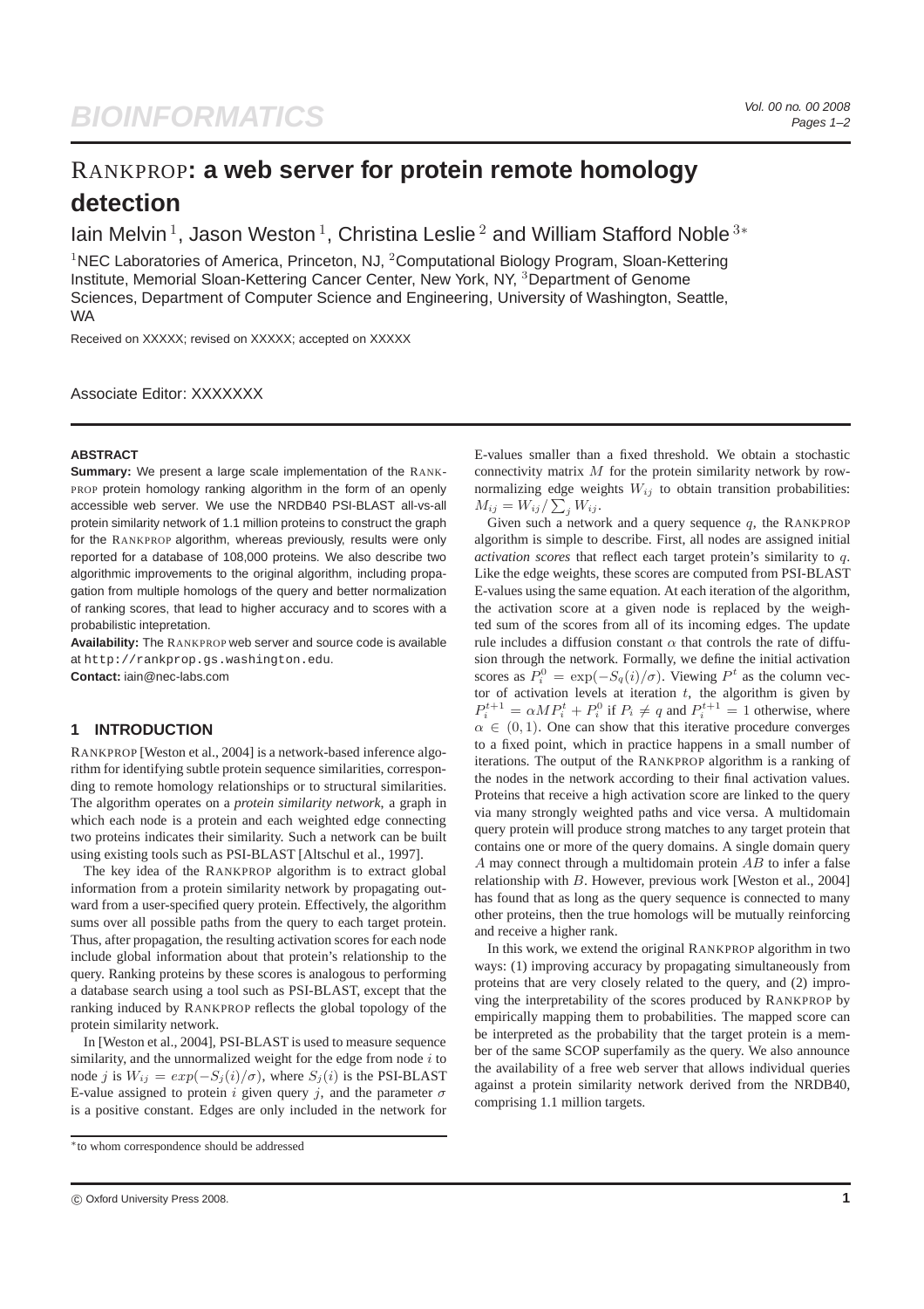# RankProp: a web server for protein remote homology detection

Iain Melvin[1], Jason Weston[1], Christina Leslie[2] and William Stafford Noble[3*]

[1]NEC Laboratories of America, Princeton, NJ, [2]Computational Biology Program, Sloan-Kettering Institute, Memorial Sloan-Kettering Cancer Center, New York, NY, [3]Department of Genome Sciences, Department of Computer Science and Engineering, University of Washington, Seattle, WA

Received on XXXXX; revised on XXXXX; accepted on XXXXX

Associate Editor: XXXXXXX

#### ABSTRACT

**Summary:** We present a large scale implementation of the RankProp protein homology ranking algorithm in the form of an openly accessible web server. We use the NRDB40 PSI-BLAST all-vs-all protein similarity network of 1.1 million proteins to construct the graph for the RankProp algorithm, whereas previously, results were only reported for a database of 108,000 proteins. We also describe two algorithmic improvements to the original algorithm, including propagation from multiple homologs of the query and better normalization of ranking scores, that lead to higher accuracy and to scores with a probabilistic intepretation.

**Availability:** The RankProp web server and source code is available at `http://rankprop.gs.washington.edu`.

**Contact:** iain@nec-labs.com

## 1 INTRODUCTION

RankProp [Weston et al., 2004] is a network-based inference algorithm for identifying subtle protein sequence similarities, corresponding to remote homology relationships or to structural similarities. The algorithm operates on a *protein similarity network*, a graph in which each node is a protein and each weighted edge connecting two proteins indicates their similarity. Such a network can be built using existing tools such as PSI-BLAST [Altschul et al., 1997].

The key idea of the RankProp algorithm is to extract global information from a protein similarity network by propagating outward from a user-specified query protein. Effectively, the algorithm sums over all possible paths from the query to each target protein. Thus, after propagation, the resulting activation scores for each node include global information about that protein's relationship to the query. Ranking proteins by these scores is analogous to performing a database search using a tool such as PSI-BLAST, except that the ranking induced by RankProp reflects the global topology of the protein similarity network.

In [Weston et al., 2004], PSI-BLAST is used to measure sequence similarity, and the unnormalized weight for the edge from node $i$ to node $j$ is $W_{ij} = exp(-S_j(i)/\sigma)$, where $S_j(i)$ is the PSI-BLAST E-value assigned to protein $i$ given query $j$, and the parameter $\sigma$ is a positive constant. Edges are only included in the network for E-values smaller than a fixed threshold. We obtain a stochastic connectivity matrix $M$ for the protein similarity network by row-normalizing edge weights $W_{ij}$ to obtain transition probabilities: $M_{ij} = W_{ij}/\sum_j W_{ij}$.

Given such a network and a query sequence $q$, the RankProp algorithm is simple to describe. First, all nodes are assigned initial *activation scores* that reflect each target protein's similarity to $q$. Like the edge weights, these scores are computed from PSI-BLAST E-values using the same equation. At each iteration of the algorithm, the activation score at a given node is replaced by the weighted sum of the scores from all of its incoming edges. The update rule includes a diffusion constant $\alpha$ that controls the rate of diffusion through the network. Formally, we define the initial activation scores as $P_i^0 = \exp(-S_q(i)/\sigma)$. Viewing $P^t$ as the column vector of activation levels at iteration $t$, the algorithm is given by $P_i^{t+1} = \alpha M P_i^t + P_i^0$ if $P_i \neq q$ and $P_i^{t+1} = 1$ otherwise, where $\alpha \in (0, 1)$. One can show that this iterative procedure converges to a fixed point, which in practice happens in a small number of iterations. The output of the RankProp algorithm is a ranking of the nodes in the network according to their final activation values. Proteins that receive a high activation score are linked to the query via many strongly weighted paths and vice versa. A multidomain query protein will produce strong matches to any target protein that contains one or more of the query domains. A single domain query $A$ may connect through a multidomain protein $AB$ to infer a false relationship with $B$. However, previous work [Weston et al., 2004] has found that as long as the query sequence is connected to many other proteins, then the true homologs will be mutually reinforcing and receive a higher rank.

In this work, we extend the original RankProp algorithm in two ways: (1) improving accuracy by propagating simultaneously from proteins that are very closely related to the query, and (2) improving the interpretability of the scores produced by RankProp by empirically mapping them to probabilities. The mapped score can be interpreted as the probability that the target protein is a member of the same SCOP superfamily as the query. We also announce the availability of a free web server that allows individual queries against a protein similarity network derived from the NRDB40, comprising 1.1 million targets.

*to whom correspondence should be addressed

© Oxford University Press 2008.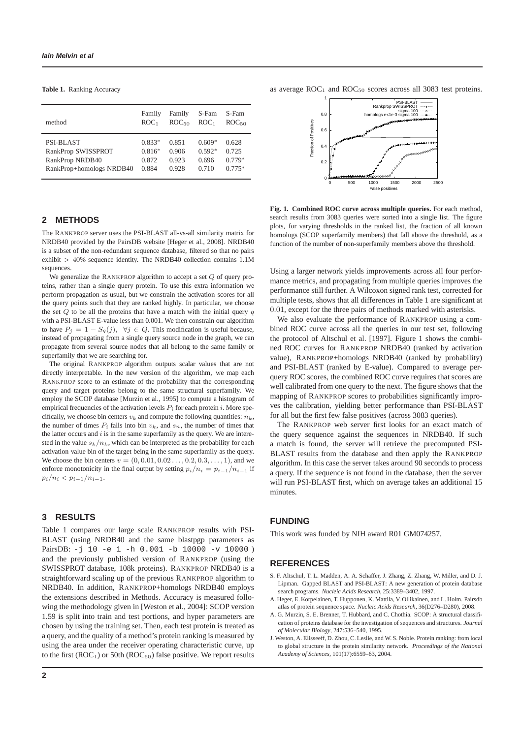**Table 1.** Ranking Accuracy

| method | Family $ROC_1$ | Family $ROC_{50}$ | S-Fam $ROC_1$ | S-Fam $ROC_{50}$ |
|---|---|---|---|---|
| PSI-BLAST | $0.833^*$ | 0.851 | $0.609^*$ | 0.628 |
| RankProp SWISSPROT | $0.816^*$ | 0.906 | $0.592^*$ | 0.725 |
| RankProp NRDB40 | 0.872 | 0.923 | 0.696 | $0.779^*$ |
| RankProp+homologs NRDB40 | 0.884 | 0.928 | 0.710 | $0.775^*$ |

## 2 METHODS

The RANKPROP server uses the PSI-BLAST all-vs-all similarity matrix for NRDB40 provided by the PairsDB website [Heger et al., 2008]. NRDB40 is a subset of the non-redundant sequence database, filtered so that no pairs exhibit $> 40\%$ sequence identity. The NRDB40 collection contains 1.1M sequences.

We generalize the RANKPROP algorithm to accept a set $Q$ of query proteins, rather than a single query protein. To use this extra information we perform propagation as usual, but we constrain the activation scores for all the query points such that they are ranked highly. In particular, we choose the set $Q$ to be all the proteins that have a match with the initial query $q$ with a PSI-BLAST E-value less than 0.001. We then constrain our algorithm to have $P_j = 1 - S_q(j), \ \ \forall j \in Q$. This modification is useful because, instead of propagating from a single query source node in the graph, we can propagate from several source nodes that all belong to the same family or superfamily that we are searching for.

The original RANKPROP algorithm outputs scalar values that are not directly interpretable. In the new version of the algorithm, we map each RANKPROP score to an estimate of the probability that the corresponding query and target proteins belong to the same structural superfamily. We employ the SCOP database [Murzin et al., 1995] to compute a histogram of empirical frequencies of the activation levels $P_i$ for each protein $i$. More specifically, we choose bin centers $v_k$ and compute the following quantities: $n_k$, the number of times $P_i$ falls into bin $v_k$, and $s_n$, the number of times that the latter occurs and $i$ is in the same superfamily as the query. We are interested in the value $s_k/n_k$, which can be interpreted as the probability for each activation value bin of the target being in the same superfamily as the query. We choose the bin centers $v = (0, 0.01, 0.02 \ldots, 0.2, 0.3, \ldots, 1)$, and we enforce monotonicity in the final output by setting $p_i/n_i = p_{i-1}/n_{i-1}$ if $p_i/n_i < p_{i-1}/n_{i-1}$.

## 3 RESULTS

Table 1 compares our large scale RANKPROP results with PSI-BLAST (using NRDB40 and the same blastpgp parameters as PairsDB: `-j 10 -e 1 -h 0.001 -b 10000 -v 10000` ) and the previously published version of RANKPROP (using the SWISSPROT database, 108k proteins). RANKPROP NRDB40 is a straightforward scaling up of the previous RANKPROP algorithm to NRDB40. In addition, RANKPROP+homologs NRDB40 employs the extensions described in Methods. Accuracy is measured following the methodology given in [Weston et al., 2004]: SCOP version 1.59 is split into train and test portions, and hyper parameters are chosen by using the training set. Then, each test protein is treated as a query, and the quality of a method's protein ranking is measured by using the area under the receiver operating characteristic curve, up to the first ($ROC_1$) or 50th ($ROC_{50}$) false positive. We report results as average $ROC_1$ and $ROC_{50}$ scores across all 3083 test proteins.

PSI-BLAST
Rankprop SWISSPROT
sigma 100
homologs e<1e-3 sigma 100
Fraction of Positives
False positives
0 500 1000 1500 2000 2500
0 0.2 0.4 0.6 0.8 1

**Fig. 1. Combined ROC curve across multiple queries.** For each method, search results from 3083 queries were sorted into a single list. The figure plots, for varying thresholds in the ranked list, the fraction of all known homologs (SCOP superfamily members) that fall above the threshold, as a function of the number of non-superfamily members above the threshold.

Using a larger network yields improvements across all four performance metrics, and propagating from multiple queries improves the performance still further. A Wilcoxon signed rank test, corrected for multiple tests, shows that all differences in Table 1 are significant at 0.01, except for the three pairs of methods marked with asterisks.

We also evaluate the performance of RANKPROP using a combined ROC curve across all the queries in our test set, following the protocol of Altschul et al. [1997]. Figure 1 shows the combined ROC curves for RANKPROP NRDB40 (ranked by activation value), RANKPROP+homologs NRDB40 (ranked by probability) and PSI-BLAST (ranked by E-value). Compared to average per-query ROC scores, the combined ROC curve requires that scores are well calibrated from one query to the next. The figure shows that the mapping of RANKPROP scores to probabilities significantly improves the calibration, yielding better performance than PSI-BLAST for all but the first few false positives (across 3083 queries).

The RANKPROP web server first looks for an exact match of the query sequence against the sequences in NRDB40. If such a match is found, the server will retrieve the precomputed PSI-BLAST results from the database and then apply the RANKPROP algorithm. In this case the server takes around 90 seconds to process a query. If the sequence is not found in the database, then the server will run PSI-BLAST first, which on average takes an additional 15 minutes.

## FUNDING

This work was funded by NIH award R01 GM074257.

## REFERENCES

- S. F. Altschul, T. L. Madden, A. A. Schaffer, J. Zhang, Z. Zhang, W. Miller, and D. J. Lipman. Gapped BLAST and PSI-BLAST: A new generation of protein database search programs. *Nucleic Acids Research*, 25:3389–3402, 1997.
- A. Heger, E. Korpelainen, T. Hupponen, K. Mattila, V. Ollikainen, and L. Holm. Pairsdb atlas of protein sequence space. *Nucleic Acids Research*, 36(D276–D280), 2008.
- A. G. Murzin, S. E. Brenner, T. Hubbard, and C. Chothia. SCOP: A structural classification of proteins database for the investigation of sequences and structures. *Journal of Molecular Biology*, 247:536–540, 1995.
- J. Weston, A. Elisseeff, D. Zhou, C. Leslie, and W. S. Noble. Protein ranking: from local to global structure in the protein similarity network. *Proceedings of the National Academy of Sciences*, 101(17):6559–63, 2004.